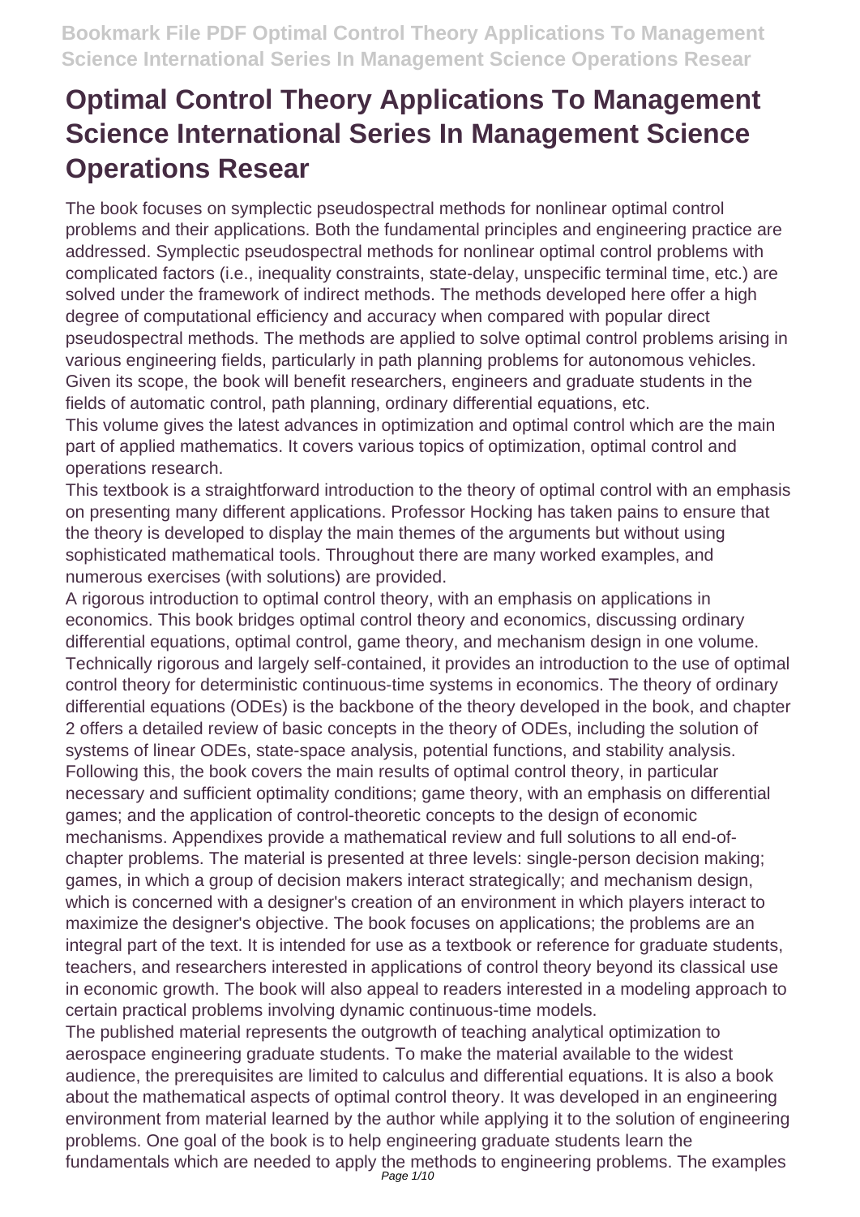# Optimal Control Theory Applications To Management Science International Series In Management Science Operations Resear

The book focuses on symplectic pseudospectral methods for nonlinear optimal control problems and their applications. Both the fundamental principles and engineering practice are addressed. Symplectic pseudospectral methods for nonlinear optimal control problems with complicated factors (i.e., inequality constraints, state-delay, unspecific terminal time, etc.) are solved under the framework of indirect methods. The methods developed here offer a high degree of computational efficiency and accuracy when compared with popular direct pseudospectral methods. The methods are applied to solve optimal control problems arising in various engineering fields, particularly in path planning problems for autonomous vehicles. Given its scope, the book will benefit researchers, engineers and graduate students in the fields of automatic control, path planning, ordinary differential equations, etc.

This volume gives the latest advances in optimization and optimal control which are the main part of applied mathematics. It covers various topics of optimization, optimal control and operations research.

This textbook is a straightforward introduction to the theory of optimal control with an emphasis on presenting many different applications. Professor Hocking has taken pains to ensure that the theory is developed to display the main themes of the arguments but without using sophisticated mathematical tools. Throughout there are many worked examples, and numerous exercises (with solutions) are provided.

A rigorous introduction to optimal control theory, with an emphasis on applications in economics. This book bridges optimal control theory and economics, discussing ordinary differential equations, optimal control, game theory, and mechanism design in one volume. Technically rigorous and largely self-contained, it provides an introduction to the use of optimal control theory for deterministic continuous-time systems in economics. The theory of ordinary differential equations (ODEs) is the backbone of the theory developed in the book, and chapter 2 offers a detailed review of basic concepts in the theory of ODEs, including the solution of systems of linear ODEs, state-space analysis, potential functions, and stability analysis. Following this, the book covers the main results of optimal control theory, in particular necessary and sufficient optimality conditions; game theory, with an emphasis on differential games; and the application of control-theoretic concepts to the design of economic mechanisms. Appendixes provide a mathematical review and full solutions to all end-of-chapter problems. The material is presented at three levels: single-person decision making; games, in which a group of decision makers interact strategically; and mechanism design, which is concerned with a designer's creation of an environment in which players interact to maximize the designer's objective. The book focuses on applications; the problems are an integral part of the text. It is intended for use as a textbook or reference for graduate students, teachers, and researchers interested in applications of control theory beyond its classical use in economic growth. The book will also appeal to readers interested in a modeling approach to certain practical problems involving dynamic continuous-time models.

The published material represents the outgrowth of teaching analytical optimization to aerospace engineering graduate students. To make the material available to the widest audience, the prerequisites are limited to calculus and differential equations. It is also a book about the mathematical aspects of optimal control theory. It was developed in an engineering environment from material learned by the author while applying it to the solution of engineering problems. One goal of the book is to help engineering graduate students learn the fundamentals which are needed to apply the methods to engineering problems. The examples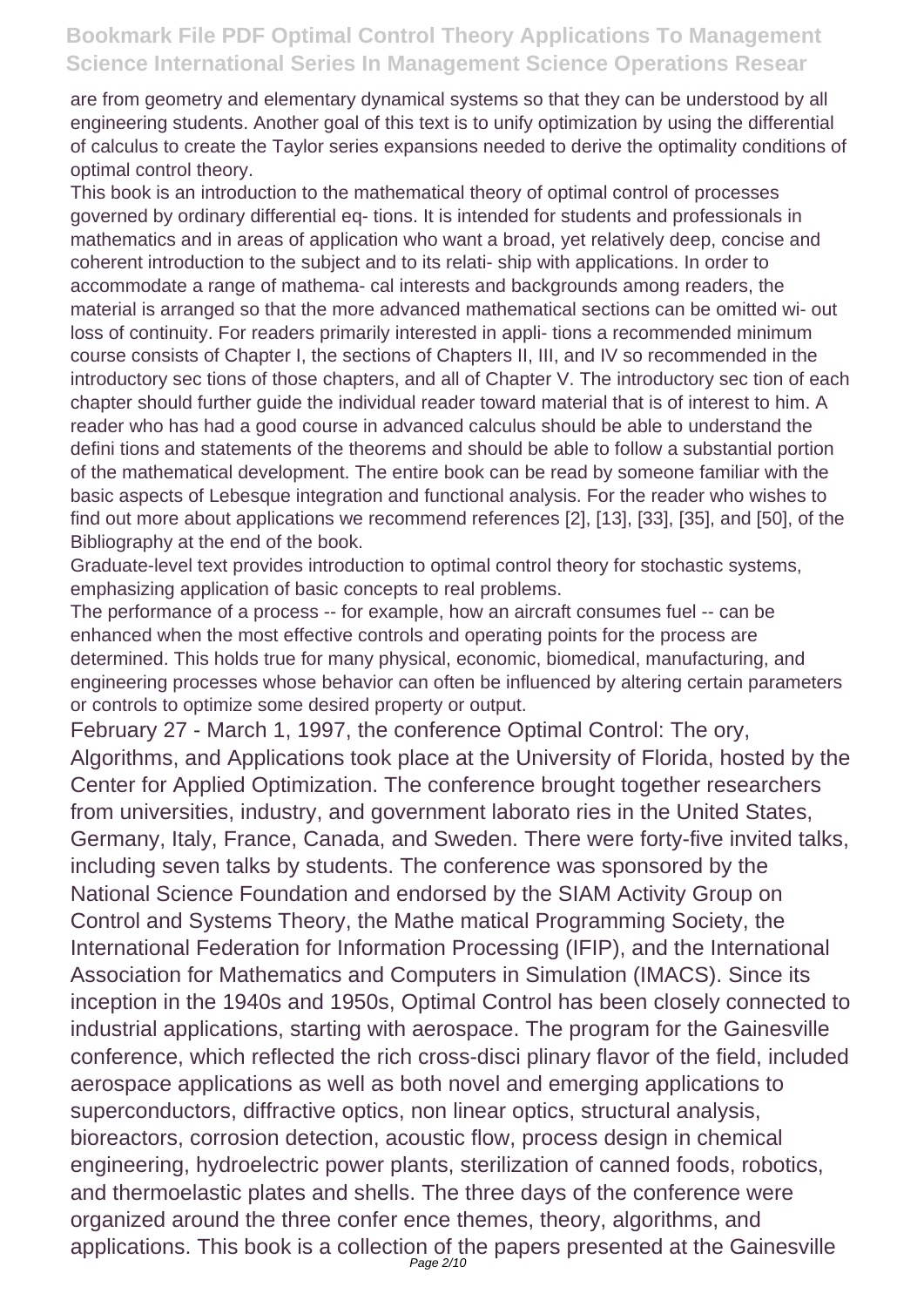are from geometry and elementary dynamical systems so that they can be understood by all engineering students. Another goal of this text is to unify optimization by using the differential of calculus to create the Taylor series expansions needed to derive the optimality conditions of optimal control theory.

This book is an introduction to the mathematical theory of optimal control of processes governed by ordinary differential eq- tions. It is intended for students and professionals in mathematics and in areas of application who want a broad, yet relatively deep, concise and coherent introduction to the subject and to its relati- ship with applications. In order to accommodate a range of mathema- cal interests and backgrounds among readers, the material is arranged so that the more advanced mathematical sections can be omitted wi- out loss of continuity. For readers primarily interested in appli- tions a recommended minimum course consists of Chapter I, the sections of Chapters II, III, and IV so recommended in the introductory sec tions of those chapters, and all of Chapter V. The introductory sec tion of each chapter should further guide the individual reader toward material that is of interest to him. A reader who has had a good course in advanced calculus should be able to understand the defini tions and statements of the theorems and should be able to follow a substantial portion of the mathematical development. The entire book can be read by someone familiar with the basic aspects of Lebesque integration and functional analysis. For the reader who wishes to find out more about applications we recommend references [2], [13], [33], [35], and [50], of the Bibliography at the end of the book.

Graduate-level text provides introduction to optimal control theory for stochastic systems, emphasizing application of basic concepts to real problems.

The performance of a process -- for example, how an aircraft consumes fuel -- can be enhanced when the most effective controls and operating points for the process are determined. This holds true for many physical, economic, biomedical, manufacturing, and engineering processes whose behavior can often be influenced by altering certain parameters or controls to optimize some desired property or output.

February 27 - March 1, 1997, the conference Optimal Control: The ory, Algorithms, and Applications took place at the University of Florida, hosted by the Center for Applied Optimization. The conference brought together researchers from universities, industry, and government laborato ries in the United States, Germany, Italy, France, Canada, and Sweden. There were forty-five invited talks, including seven talks by students. The conference was sponsored by the National Science Foundation and endorsed by the SIAM Activity Group on Control and Systems Theory, the Mathe matical Programming Society, the International Federation for Information Processing (IFIP), and the International Association for Mathematics and Computers in Simulation (IMACS). Since its inception in the 1940s and 1950s, Optimal Control has been closely connected to industrial applications, starting with aerospace. The program for the Gainesville conference, which reflected the rich cross-disci plinary flavor of the field, included aerospace applications as well as both novel and emerging applications to superconductors, diffractive optics, non linear optics, structural analysis, bioreactors, corrosion detection, acoustic flow, process design in chemical engineering, hydroelectric power plants, sterilization of canned foods, robotics, and thermoelastic plates and shells. The three days of the conference were organized around the three confer ence themes, theory, algorithms, and applications. This book is a collection of the papers presented at the Gainesville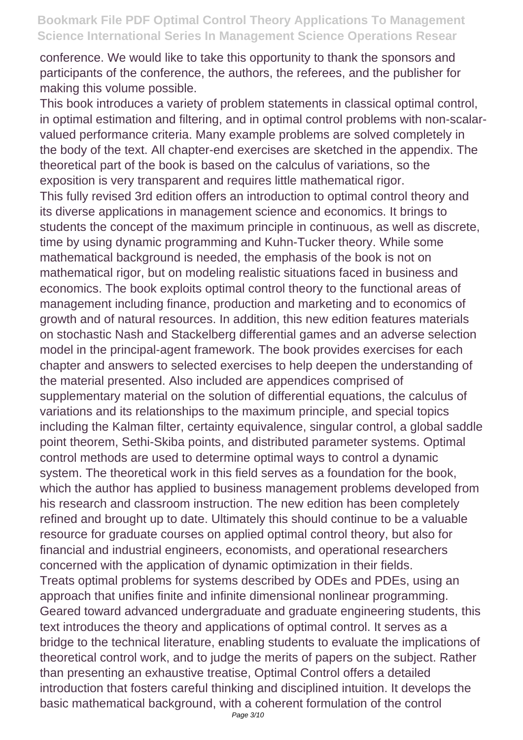conference. We would like to take this opportunity to thank the sponsors and participants of the conference, the authors, the referees, and the publisher for making this volume possible.

This book introduces a variety of problem statements in classical optimal control, in optimal estimation and filtering, and in optimal control problems with non-scalar-valued performance criteria. Many example problems are solved completely in the body of the text. All chapter-end exercises are sketched in the appendix. The theoretical part of the book is based on the calculus of variations, so the exposition is very transparent and requires little mathematical rigor.

This fully revised 3rd edition offers an introduction to optimal control theory and its diverse applications in management science and economics. It brings to students the concept of the maximum principle in continuous, as well as discrete, time by using dynamic programming and Kuhn-Tucker theory. While some mathematical background is needed, the emphasis of the book is not on mathematical rigor, but on modeling realistic situations faced in business and economics. The book exploits optimal control theory to the functional areas of management including finance, production and marketing and to economics of growth and of natural resources. In addition, this new edition features materials on stochastic Nash and Stackelberg differential games and an adverse selection model in the principal-agent framework. The book provides exercises for each chapter and answers to selected exercises to help deepen the understanding of the material presented. Also included are appendices comprised of supplementary material on the solution of differential equations, the calculus of variations and its relationships to the maximum principle, and special topics including the Kalman filter, certainty equivalence, singular control, a global saddle point theorem, Sethi-Skiba points, and distributed parameter systems. Optimal control methods are used to determine optimal ways to control a dynamic system. The theoretical work in this field serves as a foundation for the book, which the author has applied to business management problems developed from his research and classroom instruction. The new edition has been completely refined and brought up to date. Ultimately this should continue to be a valuable resource for graduate courses on applied optimal control theory, but also for financial and industrial engineers, economists, and operational researchers concerned with the application of dynamic optimization in their fields.

Treats optimal problems for systems described by ODEs and PDEs, using an approach that unifies finite and infinite dimensional nonlinear programming.

Geared toward advanced undergraduate and graduate engineering students, this text introduces the theory and applications of optimal control. It serves as a bridge to the technical literature, enabling students to evaluate the implications of theoretical control work, and to judge the merits of papers on the subject. Rather than presenting an exhaustive treatise, Optimal Control offers a detailed introduction that fosters careful thinking and disciplined intuition. It develops the basic mathematical background, with a coherent formulation of the control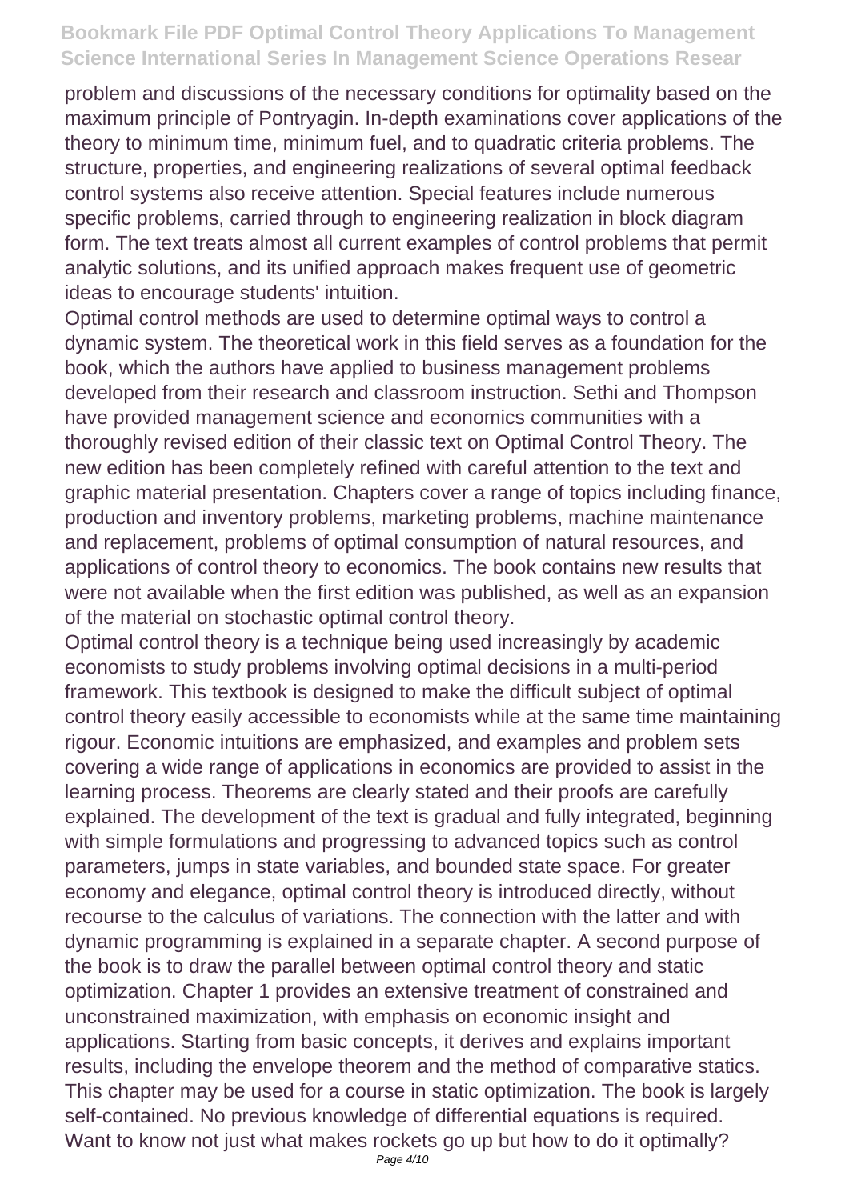problem and discussions of the necessary conditions for optimality based on the maximum principle of Pontryagin. In-depth examinations cover applications of the theory to minimum time, minimum fuel, and to quadratic criteria problems. The structure, properties, and engineering realizations of several optimal feedback control systems also receive attention. Special features include numerous specific problems, carried through to engineering realization in block diagram form. The text treats almost all current examples of control problems that permit analytic solutions, and its unified approach makes frequent use of geometric ideas to encourage students' intuition.

Optimal control methods are used to determine optimal ways to control a dynamic system. The theoretical work in this field serves as a foundation for the book, which the authors have applied to business management problems developed from their research and classroom instruction. Sethi and Thompson have provided management science and economics communities with a thoroughly revised edition of their classic text on Optimal Control Theory. The new edition has been completely refined with careful attention to the text and graphic material presentation. Chapters cover a range of topics including finance, production and inventory problems, marketing problems, machine maintenance and replacement, problems of optimal consumption of natural resources, and applications of control theory to economics. The book contains new results that were not available when the first edition was published, as well as an expansion of the material on stochastic optimal control theory.

Optimal control theory is a technique being used increasingly by academic economists to study problems involving optimal decisions in a multi-period framework. This textbook is designed to make the difficult subject of optimal control theory easily accessible to economists while at the same time maintaining rigour. Economic intuitions are emphasized, and examples and problem sets covering a wide range of applications in economics are provided to assist in the learning process. Theorems are clearly stated and their proofs are carefully explained. The development of the text is gradual and fully integrated, beginning with simple formulations and progressing to advanced topics such as control parameters, jumps in state variables, and bounded state space. For greater economy and elegance, optimal control theory is introduced directly, without recourse to the calculus of variations. The connection with the latter and with dynamic programming is explained in a separate chapter. A second purpose of the book is to draw the parallel between optimal control theory and static optimization. Chapter 1 provides an extensive treatment of constrained and unconstrained maximization, with emphasis on economic insight and applications. Starting from basic concepts, it derives and explains important results, including the envelope theorem and the method of comparative statics. This chapter may be used for a course in static optimization. The book is largely self-contained. No previous knowledge of differential equations is required.

Want to know not just what makes rockets go up but how to do it optimally?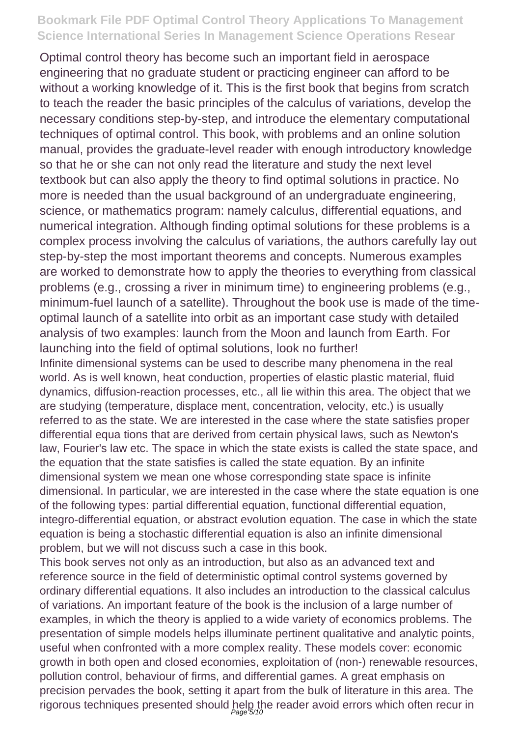Optimal control theory has become such an important field in aerospace engineering that no graduate student or practicing engineer can afford to be without a working knowledge of it. This is the first book that begins from scratch to teach the reader the basic principles of the calculus of variations, develop the necessary conditions step-by-step, and introduce the elementary computational techniques of optimal control. This book, with problems and an online solution manual, provides the graduate-level reader with enough introductory knowledge so that he or she can not only read the literature and study the next level textbook but can also apply the theory to find optimal solutions in practice. No more is needed than the usual background of an undergraduate engineering, science, or mathematics program: namely calculus, differential equations, and numerical integration. Although finding optimal solutions for these problems is a complex process involving the calculus of variations, the authors carefully lay out step-by-step the most important theorems and concepts. Numerous examples are worked to demonstrate how to apply the theories to everything from classical problems (e.g., crossing a river in minimum time) to engineering problems (e.g., minimum-fuel launch of a satellite). Throughout the book use is made of the time-optimal launch of a satellite into orbit as an important case study with detailed analysis of two examples: launch from the Moon and launch from Earth. For launching into the field of optimal solutions, look no further!

Infinite dimensional systems can be used to describe many phenomena in the real world. As is well known, heat conduction, properties of elastic plastic material, fluid dynamics, diffusion-reaction processes, etc., all lie within this area. The object that we are studying (temperature, displace ment, concentration, velocity, etc.) is usually referred to as the state. We are interested in the case where the state satisfies proper differential equa tions that are derived from certain physical laws, such as Newton's law, Fourier's law etc. The space in which the state exists is called the state space, and the equation that the state satisfies is called the state equation. By an infinite dimensional system we mean one whose corresponding state space is infinite dimensional. In particular, we are interested in the case where the state equation is one of the following types: partial differential equation, functional differential equation, integro-differential equation, or abstract evolution equation. The case in which the state equation is being a stochastic differential equation is also an infinite dimensional problem, but we will not discuss such a case in this book.

This book serves not only as an introduction, but also as an advanced text and reference source in the field of deterministic optimal control systems governed by ordinary differential equations. It also includes an introduction to the classical calculus of variations. An important feature of the book is the inclusion of a large number of examples, in which the theory is applied to a wide variety of economics problems. The presentation of simple models helps illuminate pertinent qualitative and analytic points, useful when confronted with a more complex reality. These models cover: economic growth in both open and closed economies, exploitation of (non-) renewable resources, pollution control, behaviour of firms, and differential games. A great emphasis on precision pervades the book, setting it apart from the bulk of literature in this area. The rigorous techniques presented should help the reader avoid errors which often recur in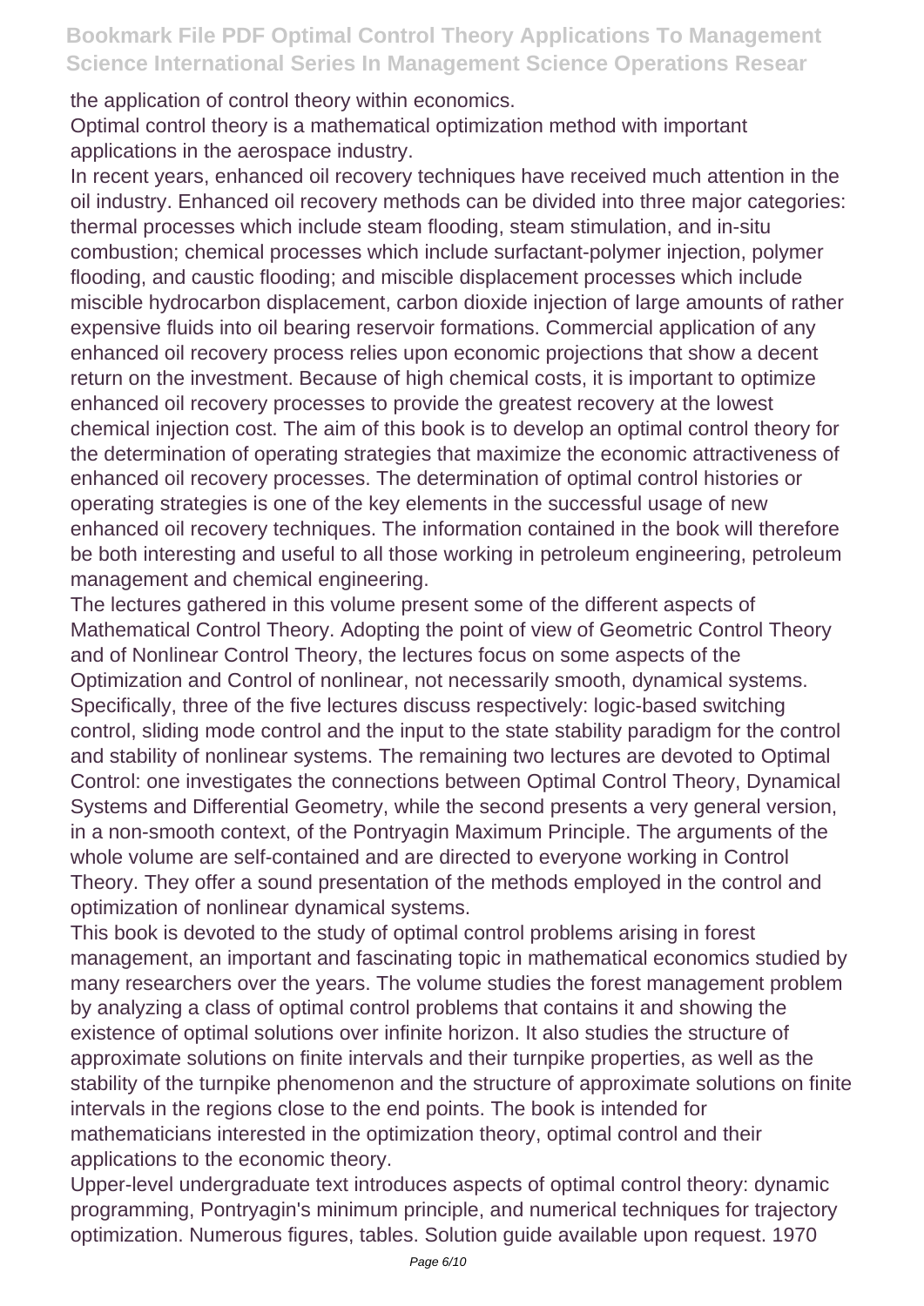the application of control theory within economics.

Optimal control theory is a mathematical optimization method with important applications in the aerospace industry.

In recent years, enhanced oil recovery techniques have received much attention in the oil industry. Enhanced oil recovery methods can be divided into three major categories: thermal processes which include steam flooding, steam stimulation, and in-situ combustion; chemical processes which include surfactant-polymer injection, polymer flooding, and caustic flooding; and miscible displacement processes which include miscible hydrocarbon displacement, carbon dioxide injection of large amounts of rather expensive fluids into oil bearing reservoir formations. Commercial application of any enhanced oil recovery process relies upon economic projections that show a decent return on the investment. Because of high chemical costs, it is important to optimize enhanced oil recovery processes to provide the greatest recovery at the lowest chemical injection cost. The aim of this book is to develop an optimal control theory for the determination of operating strategies that maximize the economic attractiveness of enhanced oil recovery processes. The determination of optimal control histories or operating strategies is one of the key elements in the successful usage of new enhanced oil recovery techniques. The information contained in the book will therefore be both interesting and useful to all those working in petroleum engineering, petroleum management and chemical engineering.

The lectures gathered in this volume present some of the different aspects of Mathematical Control Theory. Adopting the point of view of Geometric Control Theory and of Nonlinear Control Theory, the lectures focus on some aspects of the Optimization and Control of nonlinear, not necessarily smooth, dynamical systems. Specifically, three of the five lectures discuss respectively: logic-based switching control, sliding mode control and the input to the state stability paradigm for the control and stability of nonlinear systems. The remaining two lectures are devoted to Optimal Control: one investigates the connections between Optimal Control Theory, Dynamical Systems and Differential Geometry, while the second presents a very general version, in a non-smooth context, of the Pontryagin Maximum Principle. The arguments of the whole volume are self-contained and are directed to everyone working in Control Theory. They offer a sound presentation of the methods employed in the control and optimization of nonlinear dynamical systems.

This book is devoted to the study of optimal control problems arising in forest management, an important and fascinating topic in mathematical economics studied by many researchers over the years. The volume studies the forest management problem by analyzing a class of optimal control problems that contains it and showing the existence of optimal solutions over infinite horizon. It also studies the structure of approximate solutions on finite intervals and their turnpike properties, as well as the stability of the turnpike phenomenon and the structure of approximate solutions on finite intervals in the regions close to the end points. The book is intended for mathematicians interested in the optimization theory, optimal control and their applications to the economic theory.

Upper-level undergraduate text introduces aspects of optimal control theory: dynamic programming, Pontryagin's minimum principle, and numerical techniques for trajectory optimization. Numerous figures, tables. Solution guide available upon request. 1970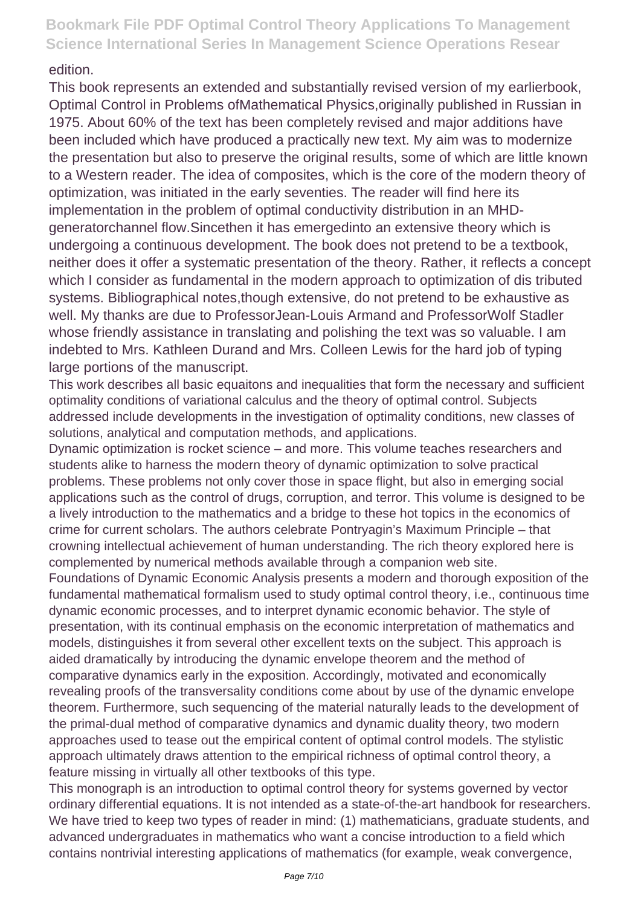edition.

This book represents an extended and substantially revised version of my earlierbook, Optimal Control in Problems ofMathematical Physics,originally published in Russian in 1975. About 60% of the text has been completely revised and major additions have been included which have produced a practically new text. My aim was to modernize the presentation but also to preserve the original results, some of which are little known to a Western reader. The idea of composites, which is the core of the modern theory of optimization, was initiated in the early seventies. The reader will find here its implementation in the problem of optimal conductivity distribution in an MHD-generatorchannel flow.Sincethen it has emergedinto an extensive theory which is undergoing a continuous development. The book does not pretend to be a textbook, neither does it offer a systematic presentation of the theory. Rather, it reflects a concept which I consider as fundamental in the modern approach to optimization of dis tributed systems. Bibliographical notes,though extensive, do not pretend to be exhaustive as well. My thanks are due to ProfessorJean-Louis Armand and ProfessorWolf Stadler whose friendly assistance in translating and polishing the text was so valuable. I am indebted to Mrs. Kathleen Durand and Mrs. Colleen Lewis for the hard job of typing large portions of the manuscript.

This work describes all basic equaitons and inequalities that form the necessary and sufficient optimality conditions of variational calculus and the theory of optimal control. Subjects addressed include developments in the investigation of optimality conditions, new classes of solutions, analytical and computation methods, and applications.

Dynamic optimization is rocket science – and more. This volume teaches researchers and students alike to harness the modern theory of dynamic optimization to solve practical problems. These problems not only cover those in space flight, but also in emerging social applications such as the control of drugs, corruption, and terror. This volume is designed to be a lively introduction to the mathematics and a bridge to these hot topics in the economics of crime for current scholars. The authors celebrate Pontryagin's Maximum Principle – that crowning intellectual achievement of human understanding. The rich theory explored here is complemented by numerical methods available through a companion web site.

Foundations of Dynamic Economic Analysis presents a modern and thorough exposition of the fundamental mathematical formalism used to study optimal control theory, i.e., continuous time dynamic economic processes, and to interpret dynamic economic behavior. The style of presentation, with its continual emphasis on the economic interpretation of mathematics and models, distinguishes it from several other excellent texts on the subject. This approach is aided dramatically by introducing the dynamic envelope theorem and the method of comparative dynamics early in the exposition. Accordingly, motivated and economically revealing proofs of the transversality conditions come about by use of the dynamic envelope theorem. Furthermore, such sequencing of the material naturally leads to the development of the primal-dual method of comparative dynamics and dynamic duality theory, two modern approaches used to tease out the empirical content of optimal control models. The stylistic approach ultimately draws attention to the empirical richness of optimal control theory, a feature missing in virtually all other textbooks of this type.

This monograph is an introduction to optimal control theory for systems governed by vector ordinary differential equations. It is not intended as a state-of-the-art handbook for researchers. We have tried to keep two types of reader in mind: (1) mathematicians, graduate students, and advanced undergraduates in mathematics who want a concise introduction to a field which contains nontrivial interesting applications of mathematics (for example, weak convergence,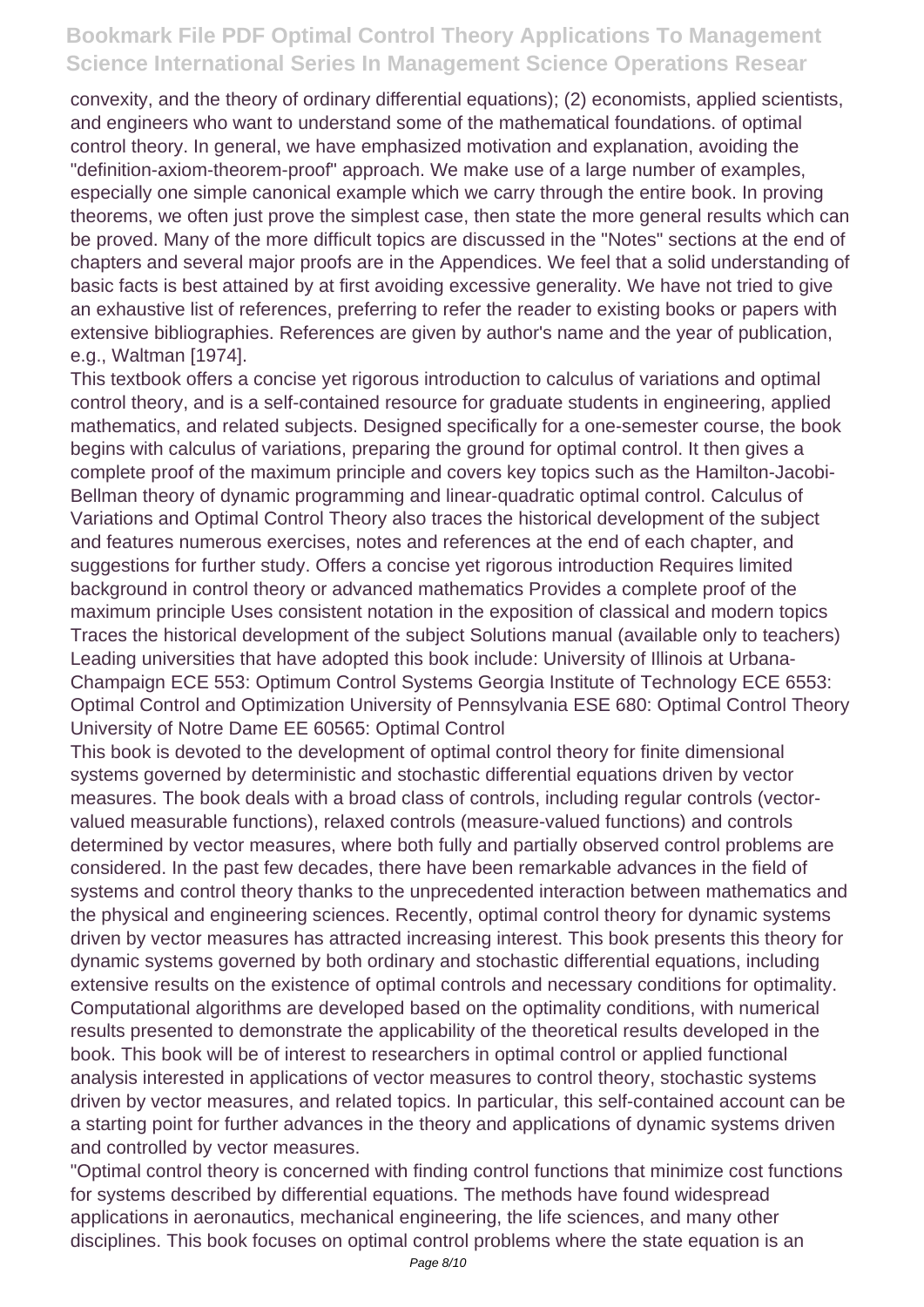convexity, and the theory of ordinary differential equations); (2) economists, applied scientists, and engineers who want to understand some of the mathematical foundations. of optimal control theory. In general, we have emphasized motivation and explanation, avoiding the "definition-axiom-theorem-proof" approach. We make use of a large number of examples, especially one simple canonical example which we carry through the entire book. In proving theorems, we often just prove the simplest case, then state the more general results which can be proved. Many of the more difficult topics are discussed in the "Notes" sections at the end of chapters and several major proofs are in the Appendices. We feel that a solid understanding of basic facts is best attained by at first avoiding excessive generality. We have not tried to give an exhaustive list of references, preferring to refer the reader to existing books or papers with extensive bibliographies. References are given by author's name and the year of publication, e.g., Waltman [1974].

This textbook offers a concise yet rigorous introduction to calculus of variations and optimal control theory, and is a self-contained resource for graduate students in engineering, applied mathematics, and related subjects. Designed specifically for a one-semester course, the book begins with calculus of variations, preparing the ground for optimal control. It then gives a complete proof of the maximum principle and covers key topics such as the Hamilton-Jacobi-Bellman theory of dynamic programming and linear-quadratic optimal control. Calculus of Variations and Optimal Control Theory also traces the historical development of the subject and features numerous exercises, notes and references at the end of each chapter, and suggestions for further study. Offers a concise yet rigorous introduction Requires limited background in control theory or advanced mathematics Provides a complete proof of the maximum principle Uses consistent notation in the exposition of classical and modern topics Traces the historical development of the subject Solutions manual (available only to teachers) Leading universities that have adopted this book include: University of Illinois at Urbana-Champaign ECE 553: Optimum Control Systems Georgia Institute of Technology ECE 6553: Optimal Control and Optimization University of Pennsylvania ESE 680: Optimal Control Theory University of Notre Dame EE 60565: Optimal Control

This book is devoted to the development of optimal control theory for finite dimensional systems governed by deterministic and stochastic differential equations driven by vector measures. The book deals with a broad class of controls, including regular controls (vector-valued measurable functions), relaxed controls (measure-valued functions) and controls determined by vector measures, where both fully and partially observed control problems are considered. In the past few decades, there have been remarkable advances in the field of systems and control theory thanks to the unprecedented interaction between mathematics and the physical and engineering sciences. Recently, optimal control theory for dynamic systems driven by vector measures has attracted increasing interest. This book presents this theory for dynamic systems governed by both ordinary and stochastic differential equations, including extensive results on the existence of optimal controls and necessary conditions for optimality. Computational algorithms are developed based on the optimality conditions, with numerical results presented to demonstrate the applicability of the theoretical results developed in the book. This book will be of interest to researchers in optimal control or applied functional analysis interested in applications of vector measures to control theory, stochastic systems driven by vector measures, and related topics. In particular, this self-contained account can be a starting point for further advances in the theory and applications of dynamic systems driven and controlled by vector measures.

"Optimal control theory is concerned with finding control functions that minimize cost functions for systems described by differential equations. The methods have found widespread applications in aeronautics, mechanical engineering, the life sciences, and many other disciplines. This book focuses on optimal control problems where the state equation is an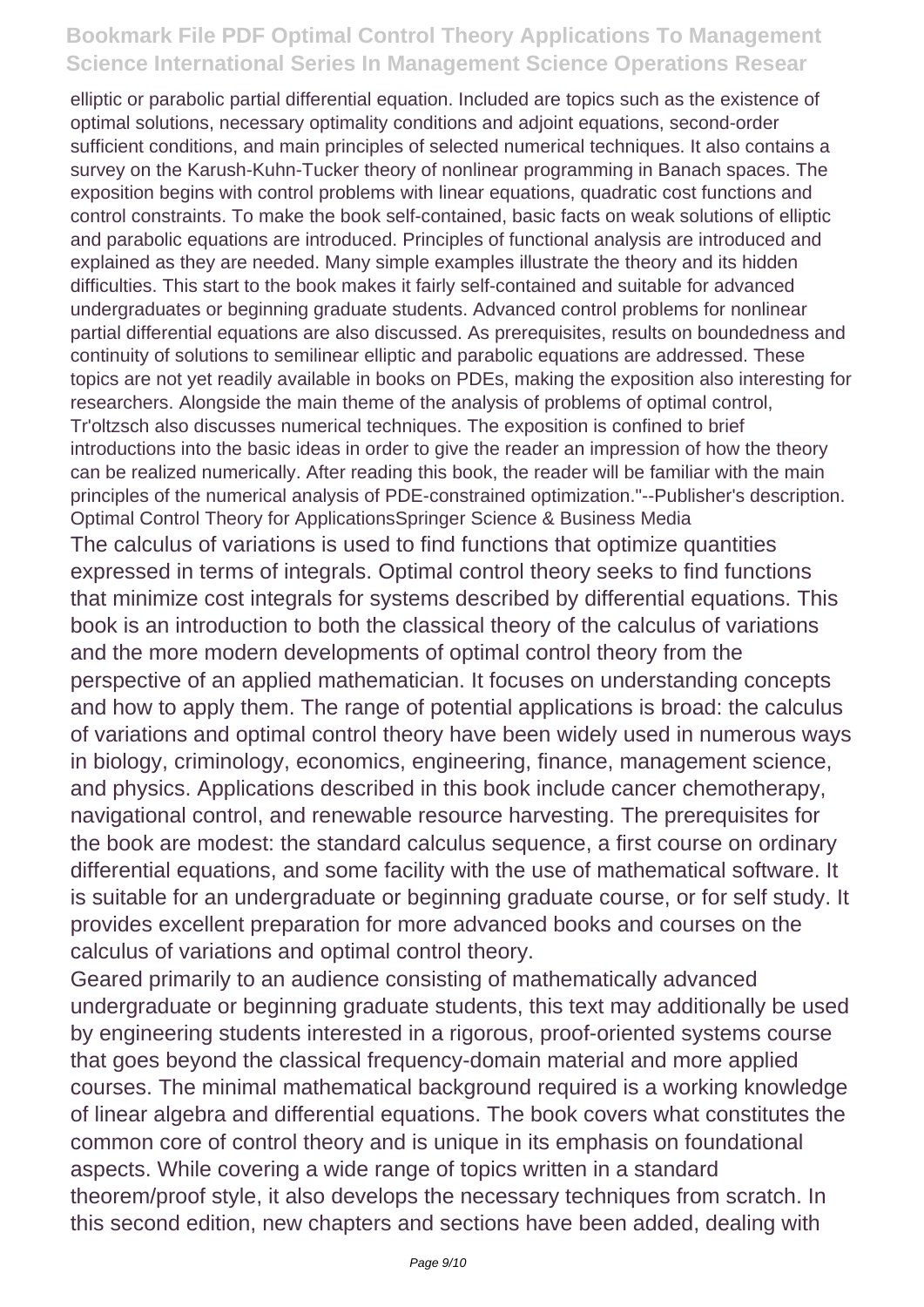elliptic or parabolic partial differential equation. Included are topics such as the existence of optimal solutions, necessary optimality conditions and adjoint equations, second-order sufficient conditions, and main principles of selected numerical techniques. It also contains a survey on the Karush-Kuhn-Tucker theory of nonlinear programming in Banach spaces. The exposition begins with control problems with linear equations, quadratic cost functions and control constraints. To make the book self-contained, basic facts on weak solutions of elliptic and parabolic equations are introduced. Principles of functional analysis are introduced and explained as they are needed. Many simple examples illustrate the theory and its hidden difficulties. This start to the book makes it fairly self-contained and suitable for advanced undergraduates or beginning graduate students. Advanced control problems for nonlinear partial differential equations are also discussed. As prerequisites, results on boundedness and continuity of solutions to semilinear elliptic and parabolic equations are addressed. These topics are not yet readily available in books on PDEs, making the exposition also interesting for researchers. Alongside the main theme of the analysis of problems of optimal control, Tr'oltzsch also discusses numerical techniques. The exposition is confined to brief introductions into the basic ideas in order to give the reader an impression of how the theory can be realized numerically. After reading this book, the reader will be familiar with the main principles of the numerical analysis of PDE-constrained optimization."--Publisher's description.
Optimal Control Theory for ApplicationsSpringer Science & Business Media

The calculus of variations is used to find functions that optimize quantities expressed in terms of integrals. Optimal control theory seeks to find functions that minimize cost integrals for systems described by differential equations. This book is an introduction to both the classical theory of the calculus of variations and the more modern developments of optimal control theory from the perspective of an applied mathematician. It focuses on understanding concepts and how to apply them. The range of potential applications is broad: the calculus of variations and optimal control theory have been widely used in numerous ways in biology, criminology, economics, engineering, finance, management science, and physics. Applications described in this book include cancer chemotherapy, navigational control, and renewable resource harvesting. The prerequisites for the book are modest: the standard calculus sequence, a first course on ordinary differential equations, and some facility with the use of mathematical software. It is suitable for an undergraduate or beginning graduate course, or for self study. It provides excellent preparation for more advanced books and courses on the calculus of variations and optimal control theory.

Geared primarily to an audience consisting of mathematically advanced undergraduate or beginning graduate students, this text may additionally be used by engineering students interested in a rigorous, proof-oriented systems course that goes beyond the classical frequency-domain material and more applied courses. The minimal mathematical background required is a working knowledge of linear algebra and differential equations. The book covers what constitutes the common core of control theory and is unique in its emphasis on foundational aspects. While covering a wide range of topics written in a standard theorem/proof style, it also develops the necessary techniques from scratch. In this second edition, new chapters and sections have been added, dealing with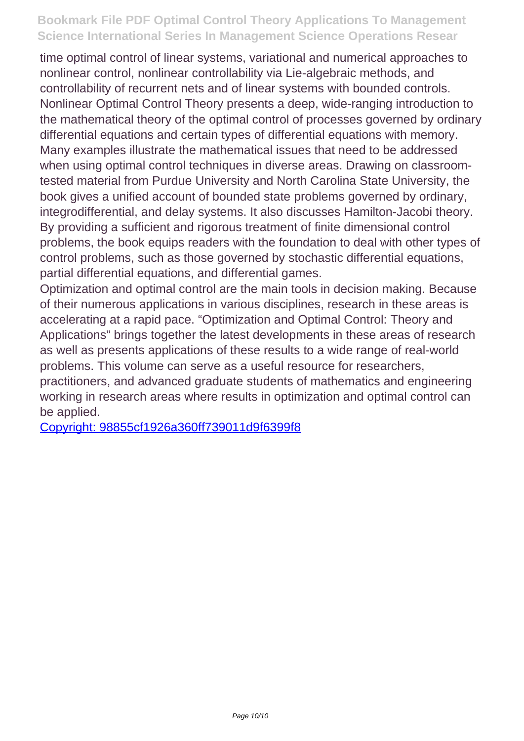time optimal control of linear systems, variational and numerical approaches to nonlinear control, nonlinear controllability via Lie-algebraic methods, and controllability of recurrent nets and of linear systems with bounded controls.

Nonlinear Optimal Control Theory presents a deep, wide-ranging introduction to the mathematical theory of the optimal control of processes governed by ordinary differential equations and certain types of differential equations with memory. Many examples illustrate the mathematical issues that need to be addressed when using optimal control techniques in diverse areas. Drawing on classroom-tested material from Purdue University and North Carolina State University, the book gives a unified account of bounded state problems governed by ordinary, integrodifferential, and delay systems. It also discusses Hamilton-Jacobi theory. By providing a sufficient and rigorous treatment of finite dimensional control problems, the book equips readers with the foundation to deal with other types of control problems, such as those governed by stochastic differential equations, partial differential equations, and differential games.

Optimization and optimal control are the main tools in decision making. Because of their numerous applications in various disciplines, research in these areas is accelerating at a rapid pace. “Optimization and Optimal Control: Theory and Applications” brings together the latest developments in these areas of research as well as presents applications of these results to a wide range of real-world problems. This volume can serve as a useful resource for researchers, practitioners, and advanced graduate students of mathematics and engineering working in research areas where results in optimization and optimal control can be applied.

Copyright: 98855cf1926a360ff739011d9f6399f8